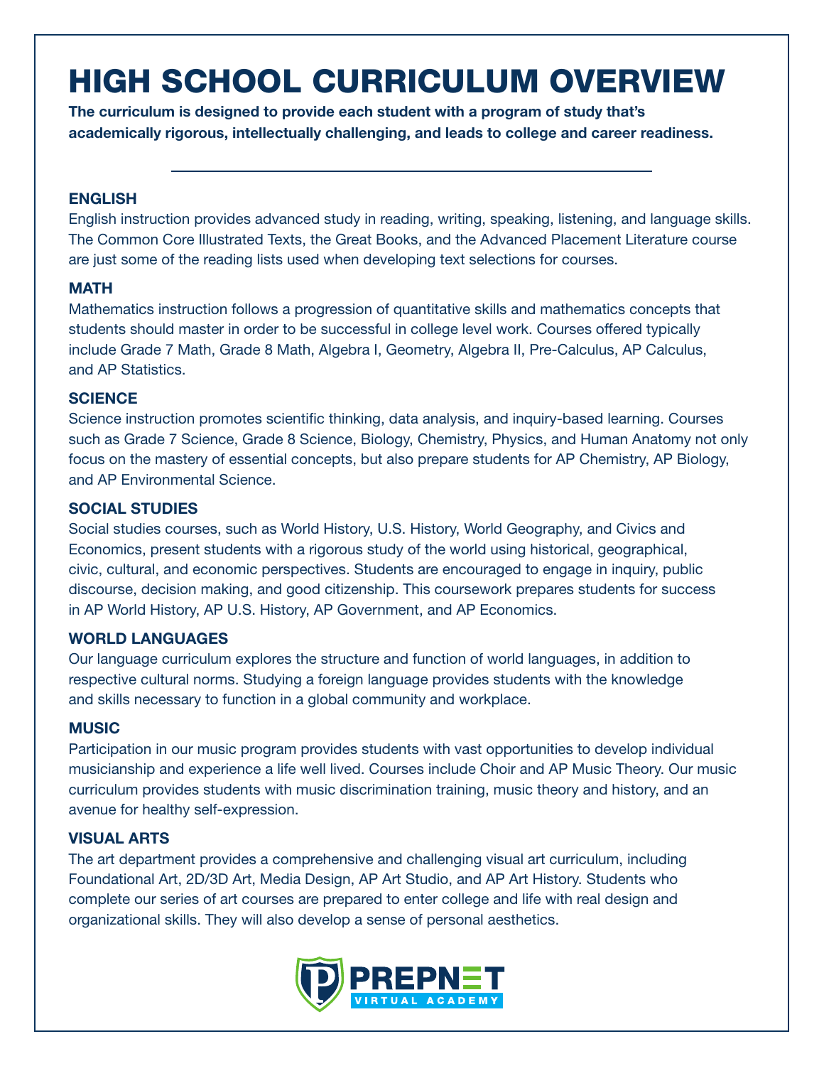# HIGH SCHOOL CURRICULUM OVERVIEW

**The curriculum is designed to provide each student with a program of study that's academically rigorous, intellectually challenging, and leads to college and career readiness.**

---

### ENGLISH

English instruction provides advanced study in reading, writing, speaking, listening, and language skills. The Common Core Illustrated Texts, the Great Books, and the Advanced Placement Literature course are just some of the reading lists used when developing text selections for courses.

### MATH

Mathematics instruction follows a progression of quantitative skills and mathematics concepts that students should master in order to be successful in college level work. Courses offered typically include Grade 7 Math, Grade 8 Math, Algebra I, Geometry, Algebra II, Pre-Calculus, AP Calculus, and AP Statistics.

### SCIENCE

Science instruction promotes scientific thinking, data analysis, and inquiry-based learning. Courses such as Grade 7 Science, Grade 8 Science, Biology, Chemistry, Physics, and Human Anatomy not only focus on the mastery of essential concepts, but also prepare students for AP Chemistry, AP Biology, and AP Environmental Science.

### SOCIAL STUDIES

Social studies courses, such as World History, U.S. History, World Geography, and Civics and Economics, present students with a rigorous study of the world using historical, geographical, civic, cultural, and economic perspectives. Students are encouraged to engage in inquiry, public discourse, decision making, and good citizenship. This coursework prepares students for success in AP World History, AP U.S. History, AP Government, and AP Economics.

### WORLD LANGUAGES

Our language curriculum explores the structure and function of world languages, in addition to respective cultural norms. Studying a foreign language provides students with the knowledge and skills necessary to function in a global community and workplace.

### MUSIC

Participation in our music program provides students with vast opportunities to develop individual musicianship and experience a life well lived. Courses include Choir and AP Music Theory. Our music curriculum provides students with music discrimination training, music theory and history, and an avenue for healthy self-expression.

### VISUAL ARTS

The art department provides a comprehensive and challenging visual art curriculum, including Foundational Art, 2D/3D Art, Media Design, AP Art Studio, and AP Art History. Students who complete our series of art courses are prepared to enter college and life with real design and organizational skills. They will also develop a sense of personal aesthetics.

PREPNET VIRTUAL ACADEMY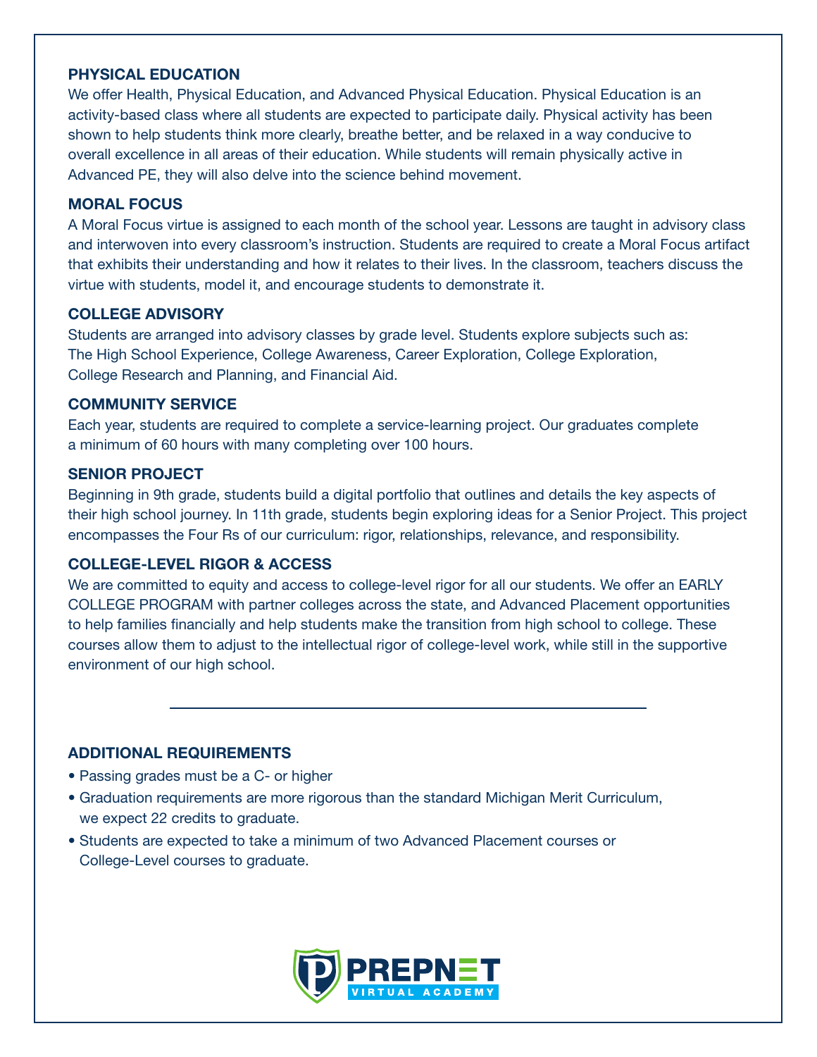## PHYSICAL EDUCATION

We offer Health, Physical Education, and Advanced Physical Education. Physical Education is an activity-based class where all students are expected to participate daily. Physical activity has been shown to help students think more clearly, breathe better, and be relaxed in a way conducive to overall excellence in all areas of their education. While students will remain physically active in Advanced PE, they will also delve into the science behind movement.

## MORAL FOCUS

A Moral Focus virtue is assigned to each month of the school year. Lessons are taught in advisory class and interwoven into every classroom's instruction. Students are required to create a Moral Focus artifact that exhibits their understanding and how it relates to their lives. In the classroom, teachers discuss the virtue with students, model it, and encourage students to demonstrate it.

## COLLEGE ADVISORY

Students are arranged into advisory classes by grade level. Students explore subjects such as: The High School Experience, College Awareness, Career Exploration, College Exploration, College Research and Planning, and Financial Aid.

## COMMUNITY SERVICE

Each year, students are required to complete a service-learning project. Our graduates complete a minimum of 60 hours with many completing over 100 hours.

## SENIOR PROJECT

Beginning in 9th grade, students build a digital portfolio that outlines and details the key aspects of their high school journey. In 11th grade, students begin exploring ideas for a Senior Project. This project encompasses the Four Rs of our curriculum: rigor, relationships, relevance, and responsibility.

## COLLEGE-LEVEL RIGOR & ACCESS

We are committed to equity and access to college-level rigor for all our students. We offer an EARLY COLLEGE PROGRAM with partner colleges across the state, and Advanced Placement opportunities to help families financially and help students make the transition from high school to college. These courses allow them to adjust to the intellectual rigor of college-level work, while still in the supportive environment of our high school.

---

## ADDITIONAL REQUIREMENTS

- Passing grades must be a C- or higher
- Graduation requirements are more rigorous than the standard Michigan Merit Curriculum, we expect 22 credits to graduate.
- Students are expected to take a minimum of two Advanced Placement courses or College-Level courses to graduate.

PREPNET VIRTUAL ACADEMY